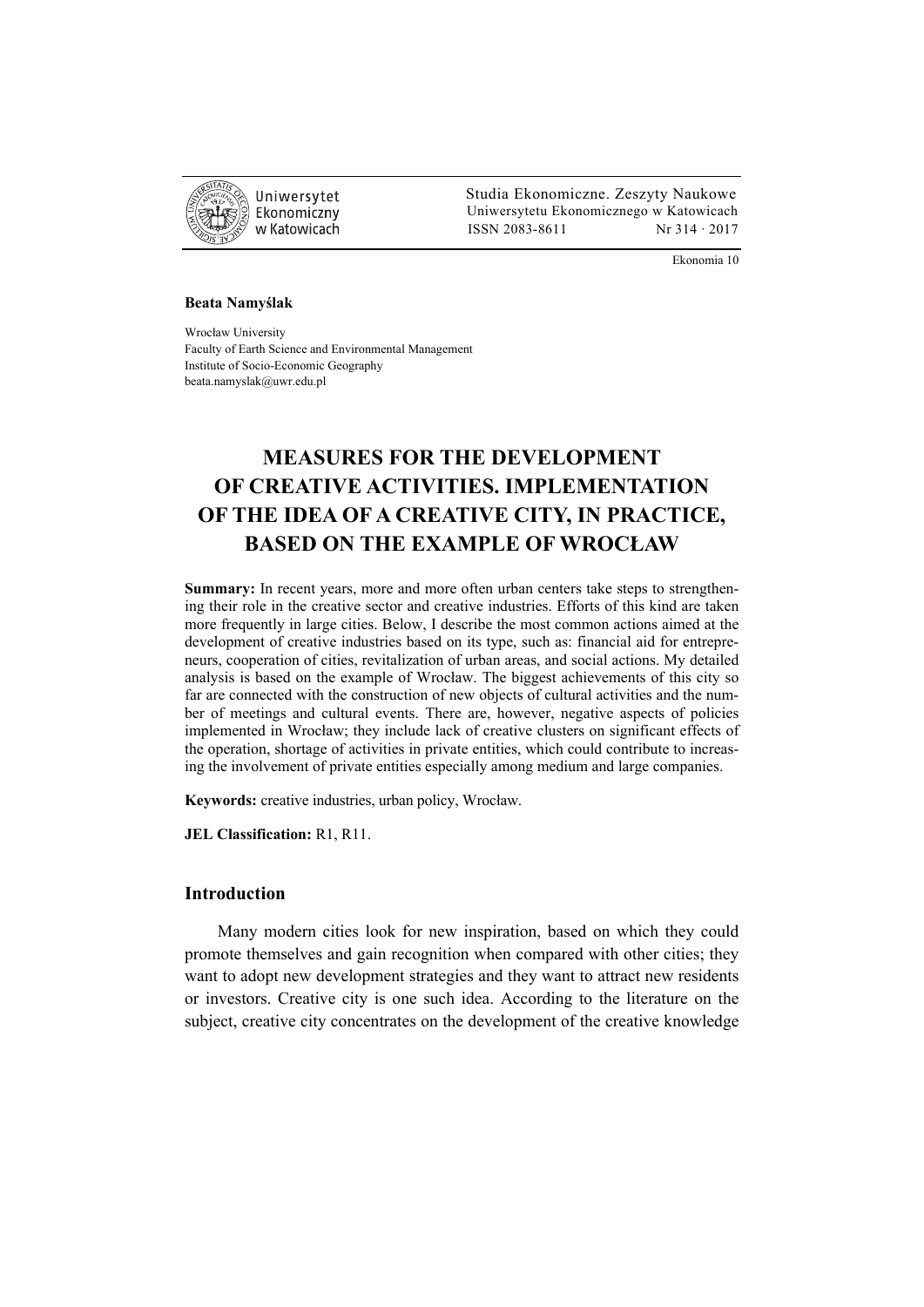Studia Ekonomiczne. Zeszyty Naukowe
Uniwersytetu Ekonomicznego w Katowicach
ISSN 2083-8611 Nr 314 · 2017

Ekonomia 10

**Beata Namyślak**

Wrocław University
Faculty of Earth Science and Environmental Management
Institute of Socio-Economic Geography
beata.namyslak@uwr.edu.pl

# MEASURES FOR THE DEVELOPMENT OF CREATIVE ACTIVITIES. IMPLEMENTATION OF THE IDEA OF A CREATIVE CITY, IN PRACTICE, BASED ON THE EXAMPLE OF WROCŁAW

**Summary:** In recent years, more and more often urban centers take steps to strengthening their role in the creative sector and creative industries. Efforts of this kind are taken more frequently in large cities. Below, I describe the most common actions aimed at the development of creative industries based on its type, such as: financial aid for entrepreneurs, cooperation of cities, revitalization of urban areas, and social actions. My detailed analysis is based on the example of Wrocław. The biggest achievements of this city so far are connected with the construction of new objects of cultural activities and the number of meetings and cultural events. There are, however, negative aspects of policies implemented in Wrocław; they include lack of creative clusters on significant effects of the operation, shortage of activities in private entities, which could contribute to increasing the involvement of private entities especially among medium and large companies.

**Keywords:** creative industries, urban policy, Wrocław.

**JEL Classification:** R1, R11.

## Introduction

Many modern cities look for new inspiration, based on which they could promote themselves and gain recognition when compared with other cities; they want to adopt new development strategies and they want to attract new residents or investors. Creative city is one such idea. According to the literature on the subject, creative city concentrates on the development of the creative knowledge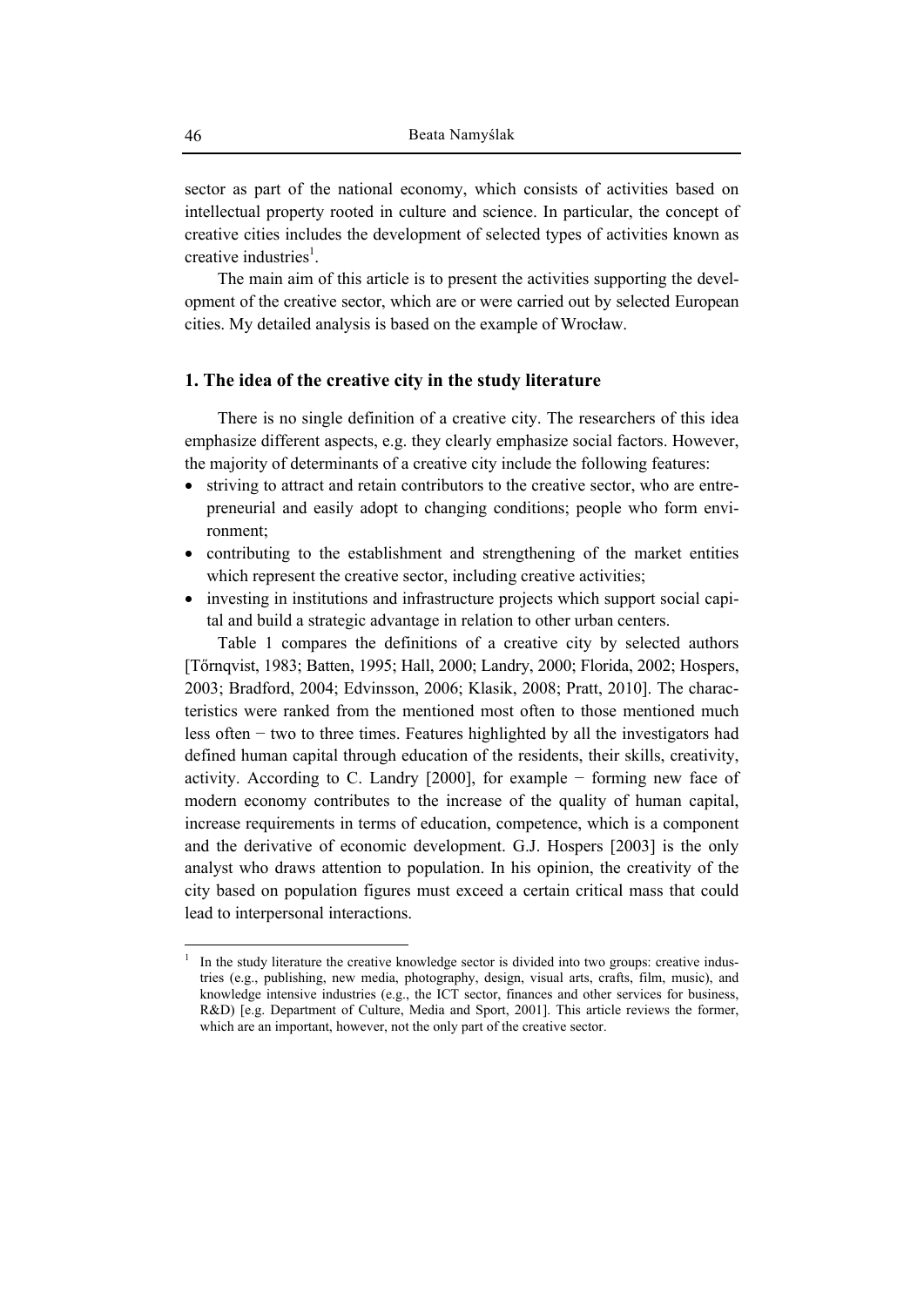sector as part of the national economy, which consists of activities based on intellectual property rooted in culture and science. In particular, the concept of creative cities includes the development of selected types of activities known as creative industries[1].

The main aim of this article is to present the activities supporting the development of the creative sector, which are or were carried out by selected European cities. My detailed analysis is based on the example of Wrocław.

## 1. The idea of the creative city in the study literature

There is no single definition of a creative city. The researchers of this idea emphasize different aspects, e.g. they clearly emphasize social factors. However, the majority of determinants of a creative city include the following features:

- striving to attract and retain contributors to the creative sector, who are entrepreneurial and easily adopt to changing conditions; people who form environment;
- contributing to the establishment and strengthening of the market entities which represent the creative sector, including creative activities;
- investing in institutions and infrastructure projects which support social capital and build a strategic advantage in relation to other urban centers.

Table 1 compares the definitions of a creative city by selected authors [Tőrnqvist, 1983; Batten, 1995; Hall, 2000; Landry, 2000; Florida, 2002; Hospers, 2003; Bradford, 2004; Edvinsson, 2006; Klasik, 2008; Pratt, 2010]. The characteristics were ranked from the mentioned most often to those mentioned much less often − two to three times. Features highlighted by all the investigators had defined human capital through education of the residents, their skills, creativity, activity. According to C. Landry [2000], for example − forming new face of modern economy contributes to the increase of the quality of human capital, increase requirements in terms of education, competence, which is a component and the derivative of economic development. G.J. Hospers [2003] is the only analyst who draws attention to population. In his opinion, the creativity of the city based on population figures must exceed a certain critical mass that could lead to interpersonal interactions.

[1] In the study literature the creative knowledge sector is divided into two groups: creative industries (e.g., publishing, new media, photography, design, visual arts, crafts, film, music), and knowledge intensive industries (e.g., the ICT sector, finances and other services for business, R&D) [e.g. Department of Culture, Media and Sport, 2001]. This article reviews the former, which are an important, however, not the only part of the creative sector.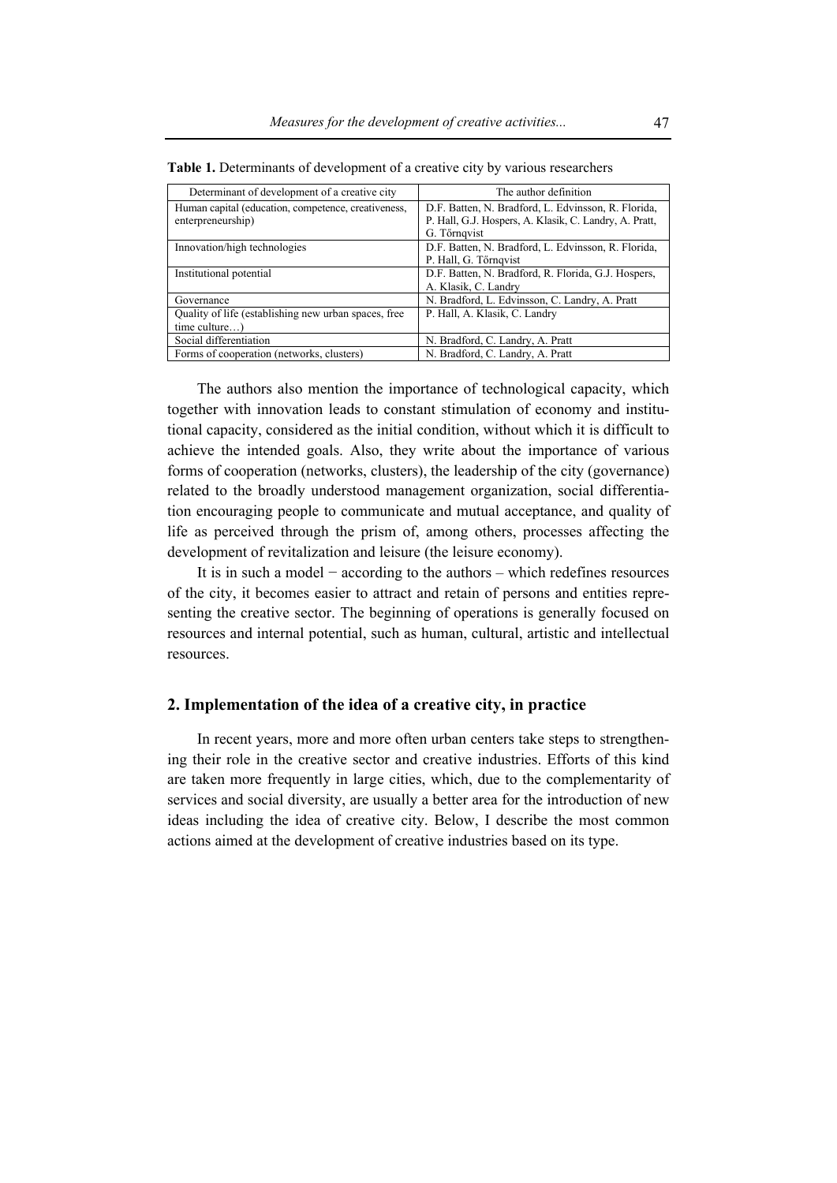**Table 1.** Determinants of development of a creative city by various researchers

| Determinant of development of a creative city | The author definition |
|---|---|
| Human capital (education, competence, creativeness, enterpreneurship) | D.F. Batten, N. Bradford, L. Edvinsson, R. Florida, P. Hall, G.J. Hospers, A. Klasik, C. Landry, A. Pratt, G. Tőrnqvist |
| Innovation/high technologies | D.F. Batten, N. Bradford, L. Edvinsson, R. Florida, P. Hall, G. Tőrnqvist |
| Institutional potential | D.F. Batten, N. Bradford, R. Florida, G.J. Hospers, A. Klasik, C. Landry |
| Governance | N. Bradford, L. Edvinsson, C. Landry, A. Pratt |
| Quality of life (establishing new urban spaces, free time culture…) | P. Hall, A. Klasik, C. Landry |
| Social differentiation | N. Bradford, C. Landry, A. Pratt |
| Forms of cooperation (networks, clusters) | N. Bradford, C. Landry, A. Pratt |

The authors also mention the importance of technological capacity, which together with innovation leads to constant stimulation of economy and institutional capacity, considered as the initial condition, without which it is difficult to achieve the intended goals. Also, they write about the importance of various forms of cooperation (networks, clusters), the leadership of the city (governance) related to the broadly understood management organization, social differentiation encouraging people to communicate and mutual acceptance, and quality of life as perceived through the prism of, among others, processes affecting the development of revitalization and leisure (the leisure economy).

It is in such a model − according to the authors – which redefines resources of the city, it becomes easier to attract and retain of persons and entities representing the creative sector. The beginning of operations is generally focused on resources and internal potential, such as human, cultural, artistic and intellectual resources.

## 2. Implementation of the idea of a creative city, in practice

In recent years, more and more often urban centers take steps to strengthening their role in the creative sector and creative industries. Efforts of this kind are taken more frequently in large cities, which, due to the complementarity of services and social diversity, are usually a better area for the introduction of new ideas including the idea of creative city. Below, I describe the most common actions aimed at the development of creative industries based on its type.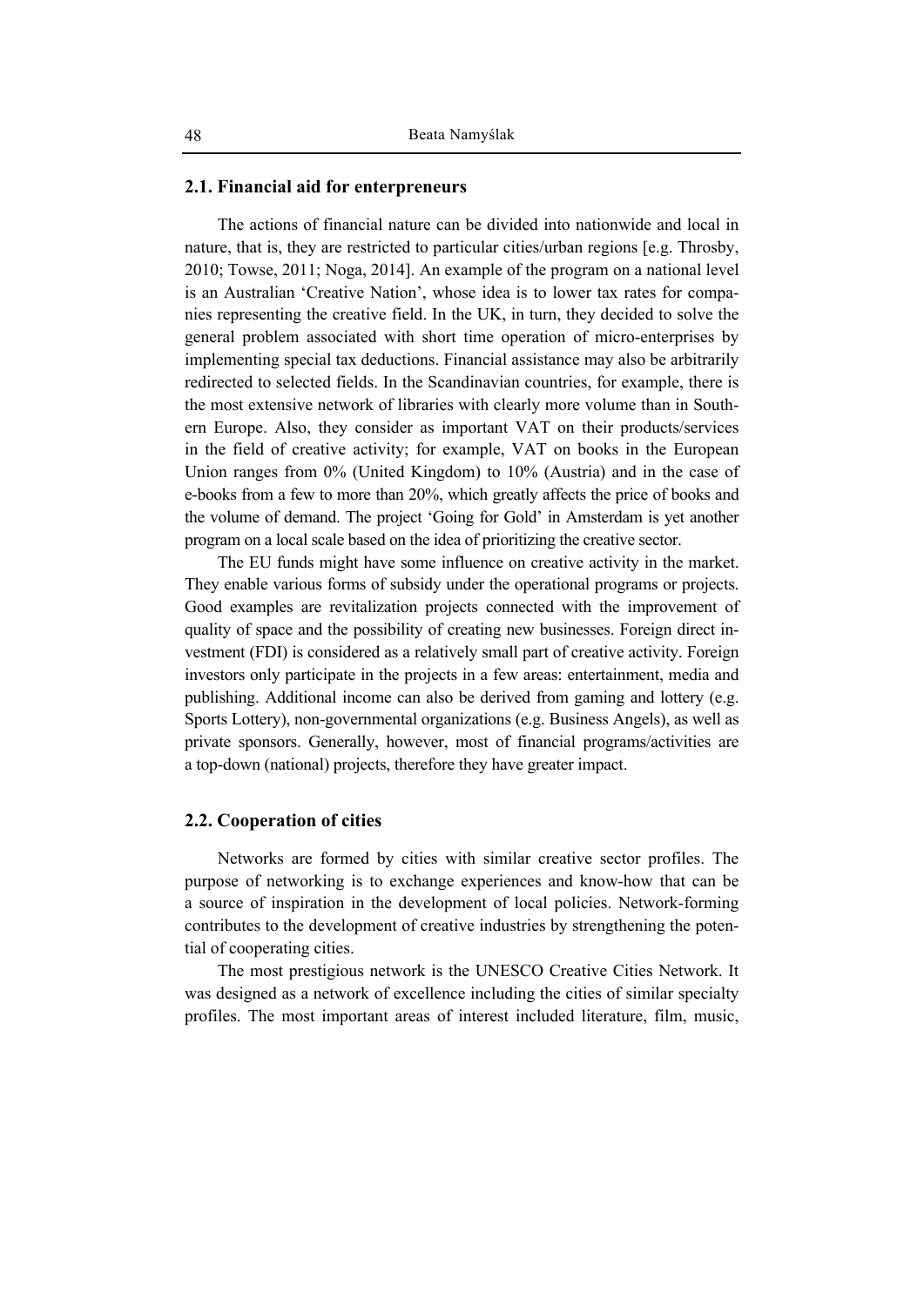### 2.1. Financial aid for enterpreneurs

The actions of financial nature can be divided into nationwide and local in nature, that is, they are restricted to particular cities/urban regions [e.g. Throsby, 2010; Towse, 2011; Noga, 2014]. An example of the program on a national level is an Australian 'Creative Nation', whose idea is to lower tax rates for companies representing the creative field. In the UK, in turn, they decided to solve the general problem associated with short time operation of micro-enterprises by implementing special tax deductions. Financial assistance may also be arbitrarily redirected to selected fields. In the Scandinavian countries, for example, there is the most extensive network of libraries with clearly more volume than in Southern Europe. Also, they consider as important VAT on their products/services in the field of creative activity; for example, VAT on books in the European Union ranges from 0% (United Kingdom) to 10% (Austria) and in the case of e-books from a few to more than 20%, which greatly affects the price of books and the volume of demand. The project 'Going for Gold' in Amsterdam is yet another program on a local scale based on the idea of prioritizing the creative sector.

The EU funds might have some influence on creative activity in the market. They enable various forms of subsidy under the operational programs or projects. Good examples are revitalization projects connected with the improvement of quality of space and the possibility of creating new businesses. Foreign direct investment (FDI) is considered as a relatively small part of creative activity. Foreign investors only participate in the projects in a few areas: entertainment, media and publishing. Additional income can also be derived from gaming and lottery (e.g. Sports Lottery), non-governmental organizations (e.g. Business Angels), as well as private sponsors. Generally, however, most of financial programs/activities are a top-down (national) projects, therefore they have greater impact.

### 2.2. Cooperation of cities

Networks are formed by cities with similar creative sector profiles. The purpose of networking is to exchange experiences and know-how that can be a source of inspiration in the development of local policies. Network-forming contributes to the development of creative industries by strengthening the potential of cooperating cities.

The most prestigious network is the UNESCO Creative Cities Network. It was designed as a network of excellence including the cities of similar specialty profiles. The most important areas of interest included literature, film, music,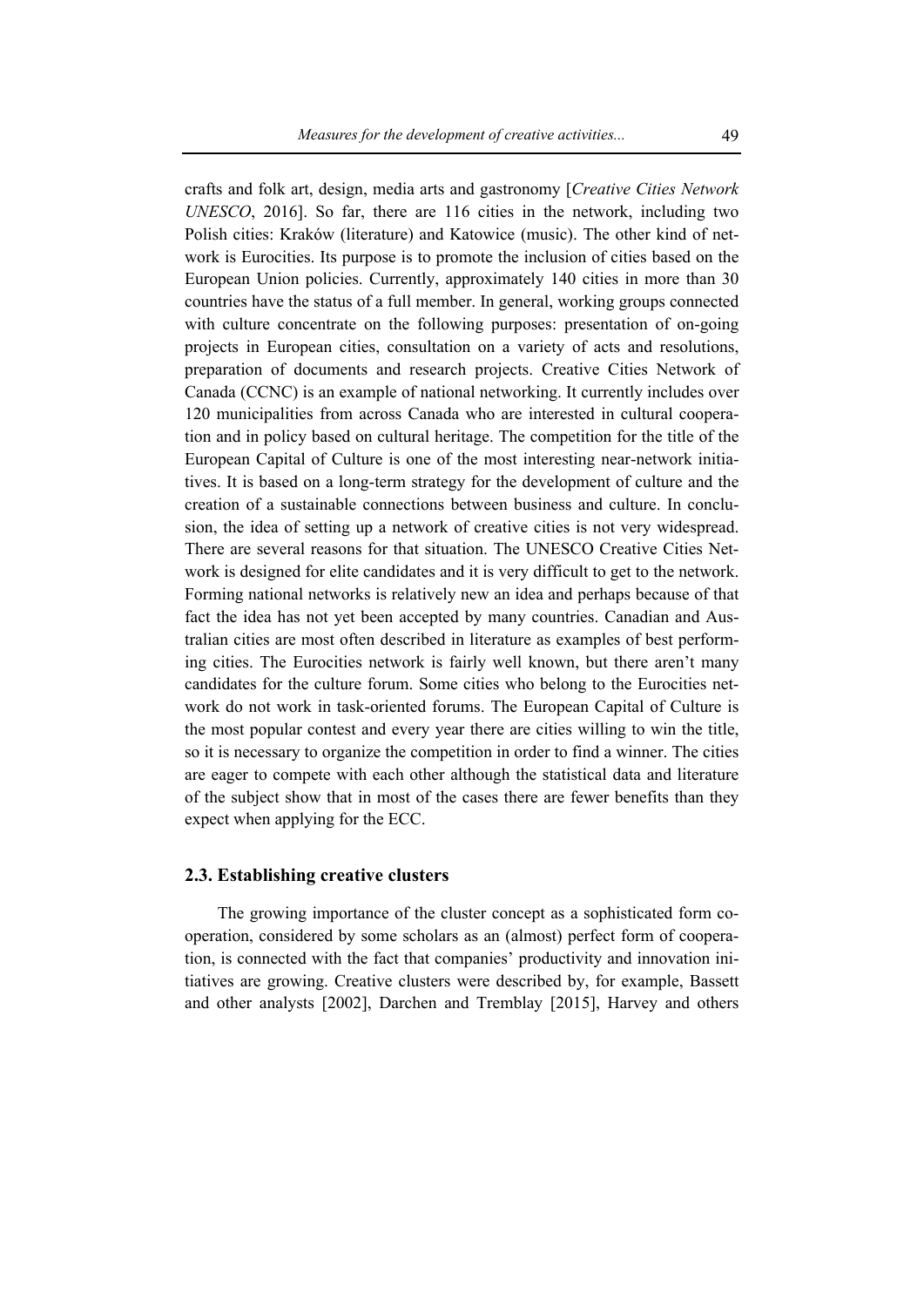crafts and folk art, design, media arts and gastronomy [*Creative Cities Network UNESCO*, 2016]. So far, there are 116 cities in the network, including two Polish cities: Kraków (literature) and Katowice (music). The other kind of network is Eurocities. Its purpose is to promote the inclusion of cities based on the European Union policies. Currently, approximately 140 cities in more than 30 countries have the status of a full member. In general, working groups connected with culture concentrate on the following purposes: presentation of on-going projects in European cities, consultation on a variety of acts and resolutions, preparation of documents and research projects. Creative Cities Network of Canada (CCNC) is an example of national networking. It currently includes over 120 municipalities from across Canada who are interested in cultural cooperation and in policy based on cultural heritage. The competition for the title of the European Capital of Culture is one of the most interesting near-network initiatives. It is based on a long-term strategy for the development of culture and the creation of a sustainable connections between business and culture. In conclusion, the idea of setting up a network of creative cities is not very widespread. There are several reasons for that situation. The UNESCO Creative Cities Network is designed for elite candidates and it is very difficult to get to the network. Forming national networks is relatively new an idea and perhaps because of that fact the idea has not yet been accepted by many countries. Canadian and Australian cities are most often described in literature as examples of best performing cities. The Eurocities network is fairly well known, but there aren't many candidates for the culture forum. Some cities who belong to the Eurocities network do not work in task-oriented forums. The European Capital of Culture is the most popular contest and every year there are cities willing to win the title, so it is necessary to organize the competition in order to find a winner. The cities are eager to compete with each other although the statistical data and literature of the subject show that in most of the cases there are fewer benefits than they expect when applying for the ECC.

## 2.3. Establishing creative clusters

The growing importance of the cluster concept as a sophisticated form cooperation, considered by some scholars as an (almost) perfect form of cooperation, is connected with the fact that companies' productivity and innovation initiatives are growing. Creative clusters were described by, for example, Bassett and other analysts [2002], Darchen and Tremblay [2015], Harvey and others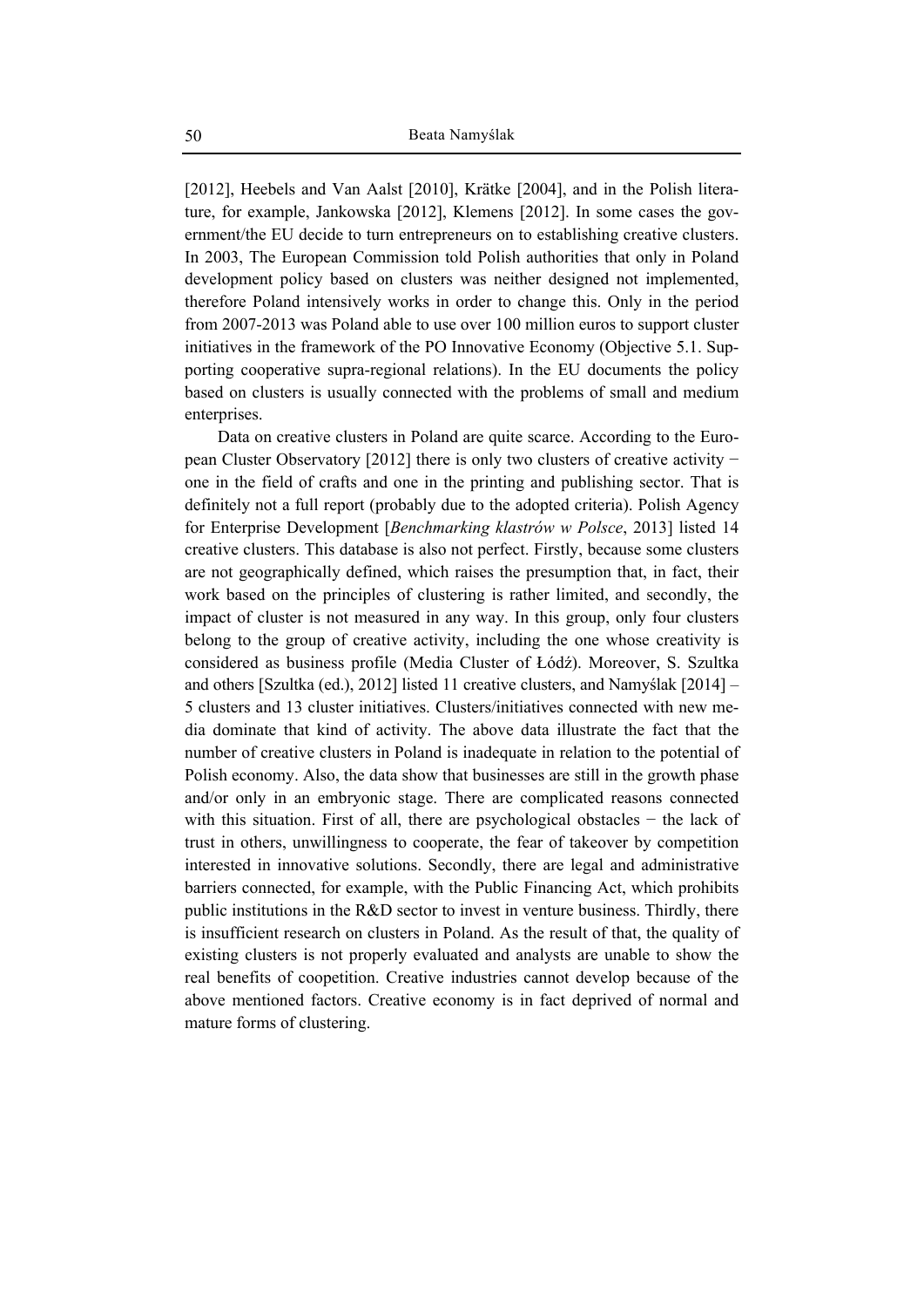[2012], Heebels and Van Aalst [2010], Krätke [2004], and in the Polish literature, for example, Jankowska [2012], Klemens [2012]. In some cases the government/the EU decide to turn entrepreneurs on to establishing creative clusters. In 2003, The European Commission told Polish authorities that only in Poland development policy based on clusters was neither designed not implemented, therefore Poland intensively works in order to change this. Only in the period from 2007-2013 was Poland able to use over 100 million euros to support cluster initiatives in the framework of the PO Innovative Economy (Objective 5.1. Supporting cooperative supra-regional relations). In the EU documents the policy based on clusters is usually connected with the problems of small and medium enterprises.

Data on creative clusters in Poland are quite scarce. According to the European Cluster Observatory [2012] there is only two clusters of creative activity − one in the field of crafts and one in the printing and publishing sector. That is definitely not a full report (probably due to the adopted criteria). Polish Agency for Enterprise Development [*Benchmarking klastrów w Polsce*, 2013] listed 14 creative clusters. This database is also not perfect. Firstly, because some clusters are not geographically defined, which raises the presumption that, in fact, their work based on the principles of clustering is rather limited, and secondly, the impact of cluster is not measured in any way. In this group, only four clusters belong to the group of creative activity, including the one whose creativity is considered as business profile (Media Cluster of Łódź). Moreover, S. Szultka and others [Szultka (ed.), 2012] listed 11 creative clusters, and Namyślak [2014] – 5 clusters and 13 cluster initiatives. Clusters/initiatives connected with new media dominate that kind of activity. The above data illustrate the fact that the number of creative clusters in Poland is inadequate in relation to the potential of Polish economy. Also, the data show that businesses are still in the growth phase and/or only in an embryonic stage. There are complicated reasons connected with this situation. First of all, there are psychological obstacles − the lack of trust in others, unwillingness to cooperate, the fear of takeover by competition interested in innovative solutions. Secondly, there are legal and administrative barriers connected, for example, with the Public Financing Act, which prohibits public institutions in the R&D sector to invest in venture business. Thirdly, there is insufficient research on clusters in Poland. As the result of that, the quality of existing clusters is not properly evaluated and analysts are unable to show the real benefits of coopetition. Creative industries cannot develop because of the above mentioned factors. Creative economy is in fact deprived of normal and mature forms of clustering.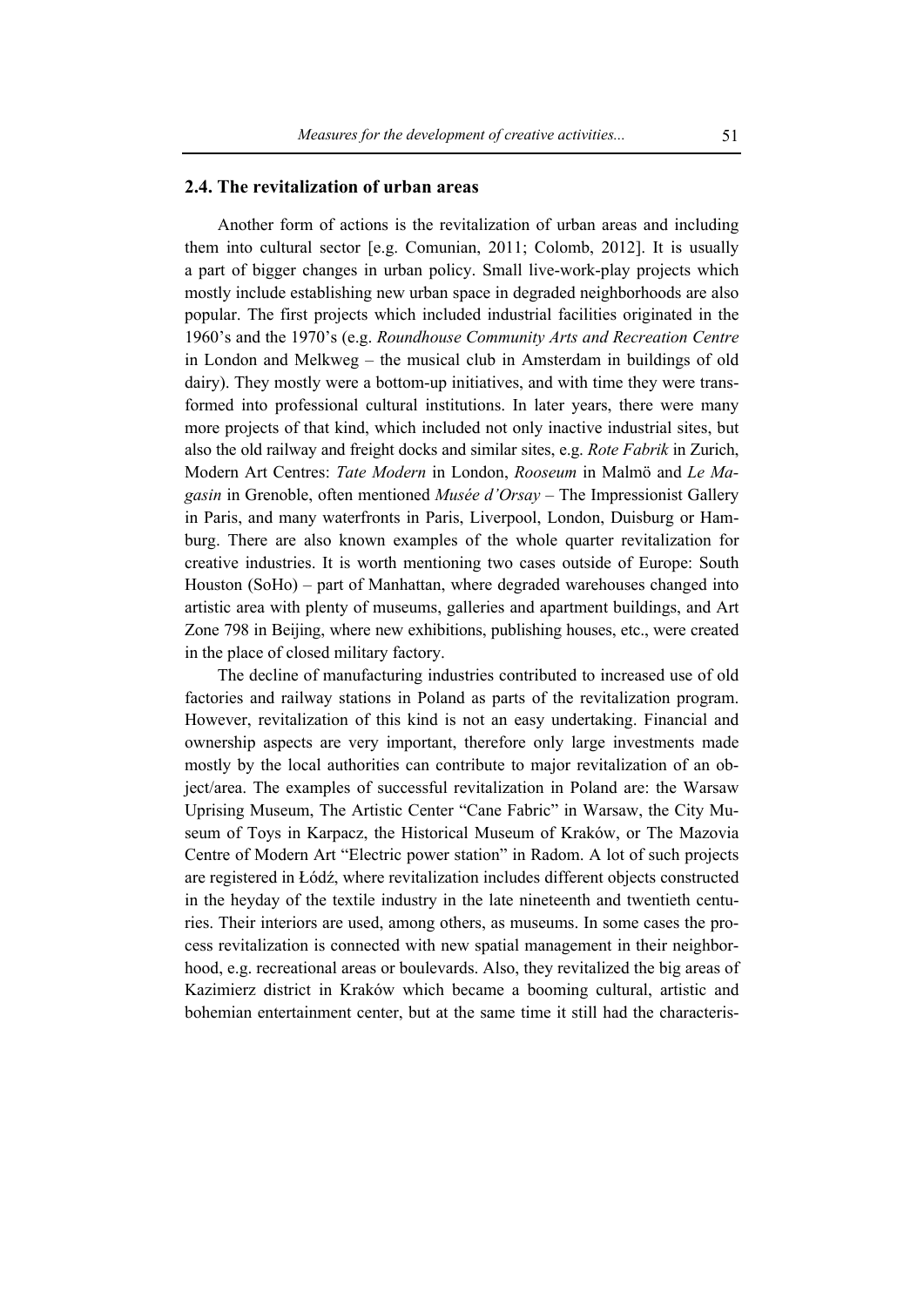## 2.4. The revitalization of urban areas

Another form of actions is the revitalization of urban areas and including them into cultural sector [e.g. Comunian, 2011; Colomb, 2012]. It is usually a part of bigger changes in urban policy. Small live-work-play projects which mostly include establishing new urban space in degraded neighborhoods are also popular. The first projects which included industrial facilities originated in the 1960's and the 1970's (e.g. *Roundhouse Community Arts and Recreation Centre* in London and Melkweg – the musical club in Amsterdam in buildings of old dairy). They mostly were a bottom-up initiatives, and with time they were transformed into professional cultural institutions. In later years, there were many more projects of that kind, which included not only inactive industrial sites, but also the old railway and freight docks and similar sites, e.g. *Rote Fabrik* in Zurich, Modern Art Centres: *Tate Modern* in London, *Rooseum* in Malmö and *Le Magasin* in Grenoble, often mentioned *Musée d'Orsay* – The Impressionist Gallery in Paris, and many waterfronts in Paris, Liverpool, London, Duisburg or Hamburg. There are also known examples of the whole quarter revitalization for creative industries. It is worth mentioning two cases outside of Europe: South Houston (SoHo) – part of Manhattan, where degraded warehouses changed into artistic area with plenty of museums, galleries and apartment buildings, and Art Zone 798 in Beijing, where new exhibitions, publishing houses, etc., were created in the place of closed military factory.

The decline of manufacturing industries contributed to increased use of old factories and railway stations in Poland as parts of the revitalization program. However, revitalization of this kind is not an easy undertaking. Financial and ownership aspects are very important, therefore only large investments made mostly by the local authorities can contribute to major revitalization of an object/area. The examples of successful revitalization in Poland are: the Warsaw Uprising Museum, The Artistic Center "Cane Fabric" in Warsaw, the City Museum of Toys in Karpacz, the Historical Museum of Kraków, or The Mazovia Centre of Modern Art "Electric power station" in Radom. A lot of such projects are registered in Łódź, where revitalization includes different objects constructed in the heyday of the textile industry in the late nineteenth and twentieth centuries. Their interiors are used, among others, as museums. In some cases the process revitalization is connected with new spatial management in their neighborhood, e.g. recreational areas or boulevards. Also, they revitalized the big areas of Kazimierz district in Kraków which became a booming cultural, artistic and bohemian entertainment center, but at the same time it still had the characteris-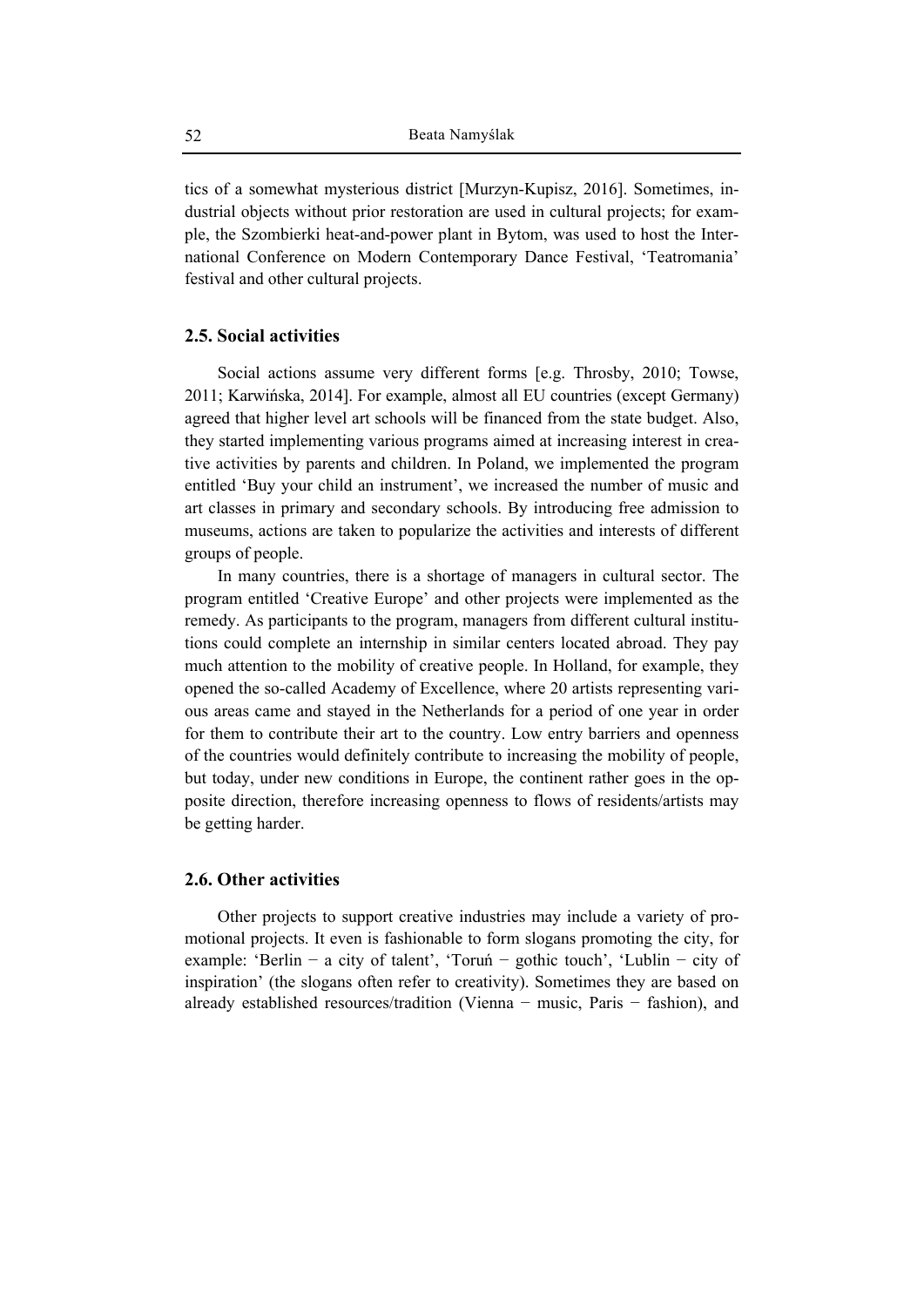tics of a somewhat mysterious district [Murzyn-Kupisz, 2016]. Sometimes, industrial objects without prior restoration are used in cultural projects; for example, the Szombierki heat-and-power plant in Bytom, was used to host the International Conference on Modern Contemporary Dance Festival, 'Teatromania' festival and other cultural projects.

### 2.5. Social activities

Social actions assume very different forms [e.g. Throsby, 2010; Towse, 2011; Karwińska, 2014]. For example, almost all EU countries (except Germany) agreed that higher level art schools will be financed from the state budget. Also, they started implementing various programs aimed at increasing interest in creative activities by parents and children. In Poland, we implemented the program entitled 'Buy your child an instrument', we increased the number of music and art classes in primary and secondary schools. By introducing free admission to museums, actions are taken to popularize the activities and interests of different groups of people.

In many countries, there is a shortage of managers in cultural sector. The program entitled 'Creative Europe' and other projects were implemented as the remedy. As participants to the program, managers from different cultural institutions could complete an internship in similar centers located abroad. They pay much attention to the mobility of creative people. In Holland, for example, they opened the so-called Academy of Excellence, where 20 artists representing various areas came and stayed in the Netherlands for a period of one year in order for them to contribute their art to the country. Low entry barriers and openness of the countries would definitely contribute to increasing the mobility of people, but today, under new conditions in Europe, the continent rather goes in the opposite direction, therefore increasing openness to flows of residents/artists may be getting harder.

### 2.6. Other activities

Other projects to support creative industries may include a variety of promotional projects. It even is fashionable to form slogans promoting the city, for example: 'Berlin − a city of talent', 'Toruń − gothic touch', 'Lublin − city of inspiration' (the slogans often refer to creativity). Sometimes they are based on already established resources/tradition (Vienna − music, Paris − fashion), and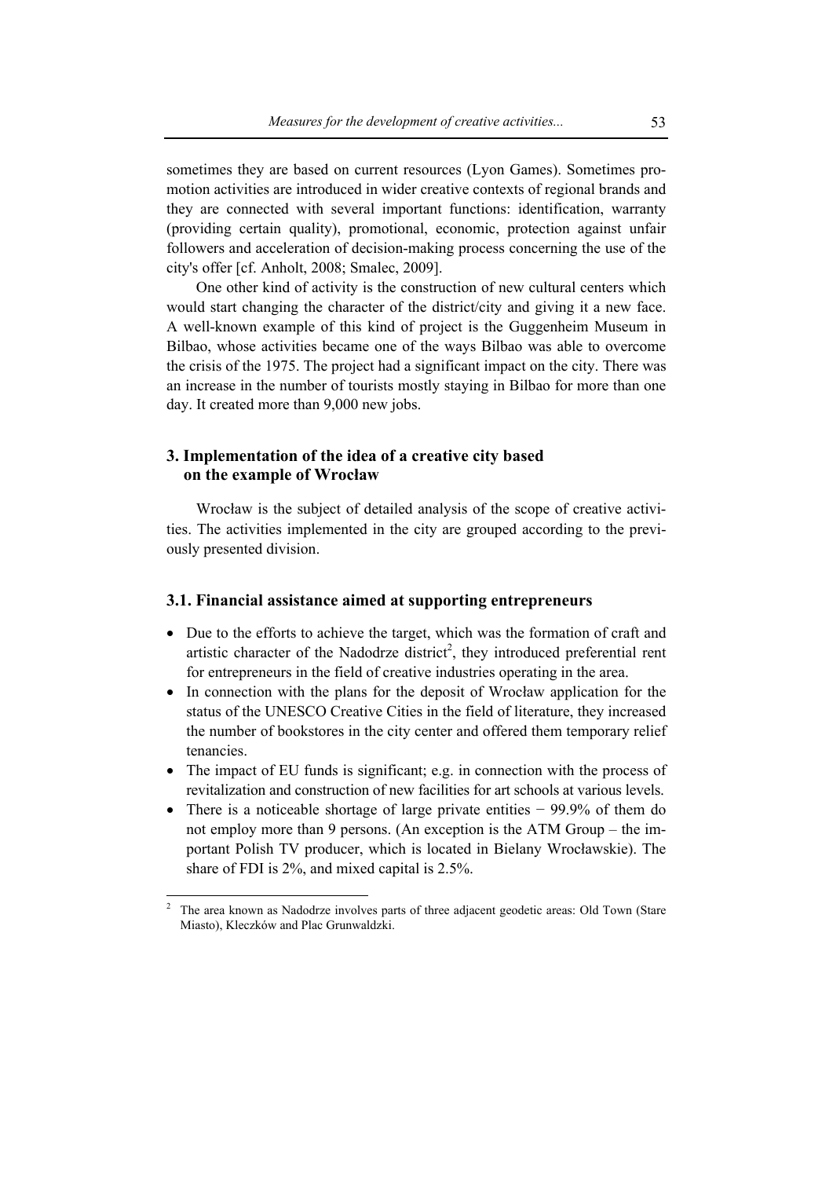sometimes they are based on current resources (Lyon Games). Sometimes promotion activities are introduced in wider creative contexts of regional brands and they are connected with several important functions: identification, warranty (providing certain quality), promotional, economic, protection against unfair followers and acceleration of decision-making process concerning the use of the city's offer [cf. Anholt, 2008; Smalec, 2009].

One other kind of activity is the construction of new cultural centers which would start changing the character of the district/city and giving it a new face. A well-known example of this kind of project is the Guggenheim Museum in Bilbao, whose activities became one of the ways Bilbao was able to overcome the crisis of the 1975. The project had a significant impact on the city. There was an increase in the number of tourists mostly staying in Bilbao for more than one day. It created more than 9,000 new jobs.

## 3. Implementation of the idea of a creative city based on the example of Wrocław

Wrocław is the subject of detailed analysis of the scope of creative activities. The activities implemented in the city are grouped according to the previously presented division.

### 3.1. Financial assistance aimed at supporting entrepreneurs

- Due to the efforts to achieve the target, which was the formation of craft and artistic character of the Nadodrze district[2], they introduced preferential rent for entrepreneurs in the field of creative industries operating in the area.
- In connection with the plans for the deposit of Wrocław application for the status of the UNESCO Creative Cities in the field of literature, they increased the number of bookstores in the city center and offered them temporary relief tenancies.
- The impact of EU funds is significant; e.g. in connection with the process of revitalization and construction of new facilities for art schools at various levels.
- There is a noticeable shortage of large private entities − 99.9% of them do not employ more than 9 persons. (An exception is the ATM Group – the important Polish TV producer, which is located in Bielany Wrocławskie). The share of FDI is 2%, and mixed capital is 2.5%.

[2] The area known as Nadodrze involves parts of three adjacent geodetic areas: Old Town (Stare Miasto), Kleczków and Plac Grunwaldzki.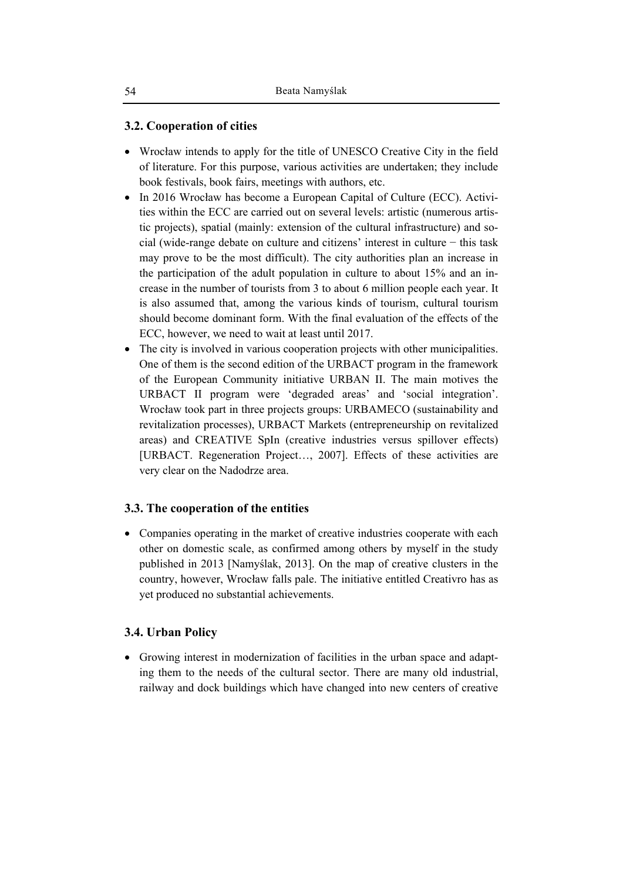### 3.2. Cooperation of cities

- Wrocław intends to apply for the title of UNESCO Creative City in the field of literature. For this purpose, various activities are undertaken; they include book festivals, book fairs, meetings with authors, etc.
- In 2016 Wrocław has become a European Capital of Culture (ECC). Activities within the ECC are carried out on several levels: artistic (numerous artistic projects), spatial (mainly: extension of the cultural infrastructure) and social (wide-range debate on culture and citizens' interest in culture − this task may prove to be the most difficult). The city authorities plan an increase in the participation of the adult population in culture to about 15% and an increase in the number of tourists from 3 to about 6 million people each year. It is also assumed that, among the various kinds of tourism, cultural tourism should become dominant form. With the final evaluation of the effects of the ECC, however, we need to wait at least until 2017.
- The city is involved in various cooperation projects with other municipalities. One of them is the second edition of the URBACT program in the framework of the European Community initiative URBAN II. The main motives the URBACT II program were 'degraded areas' and 'social integration'. Wrocław took part in three projects groups: URBAMECO (sustainability and revitalization processes), URBACT Markets (entrepreneurship on revitalized areas) and CREATIVE SpIn (creative industries versus spillover effects) [URBACT. Regeneration Project…, 2007]. Effects of these activities are very clear on the Nadodrze area.

### 3.3. The cooperation of the entities

- Companies operating in the market of creative industries cooperate with each other on domestic scale, as confirmed among others by myself in the study published in 2013 [Namyślak, 2013]. On the map of creative clusters in the country, however, Wrocław falls pale. The initiative entitled Creativro has as yet produced no substantial achievements.

### 3.4. Urban Policy

- Growing interest in modernization of facilities in the urban space and adapting them to the needs of the cultural sector. There are many old industrial, railway and dock buildings which have changed into new centers of creative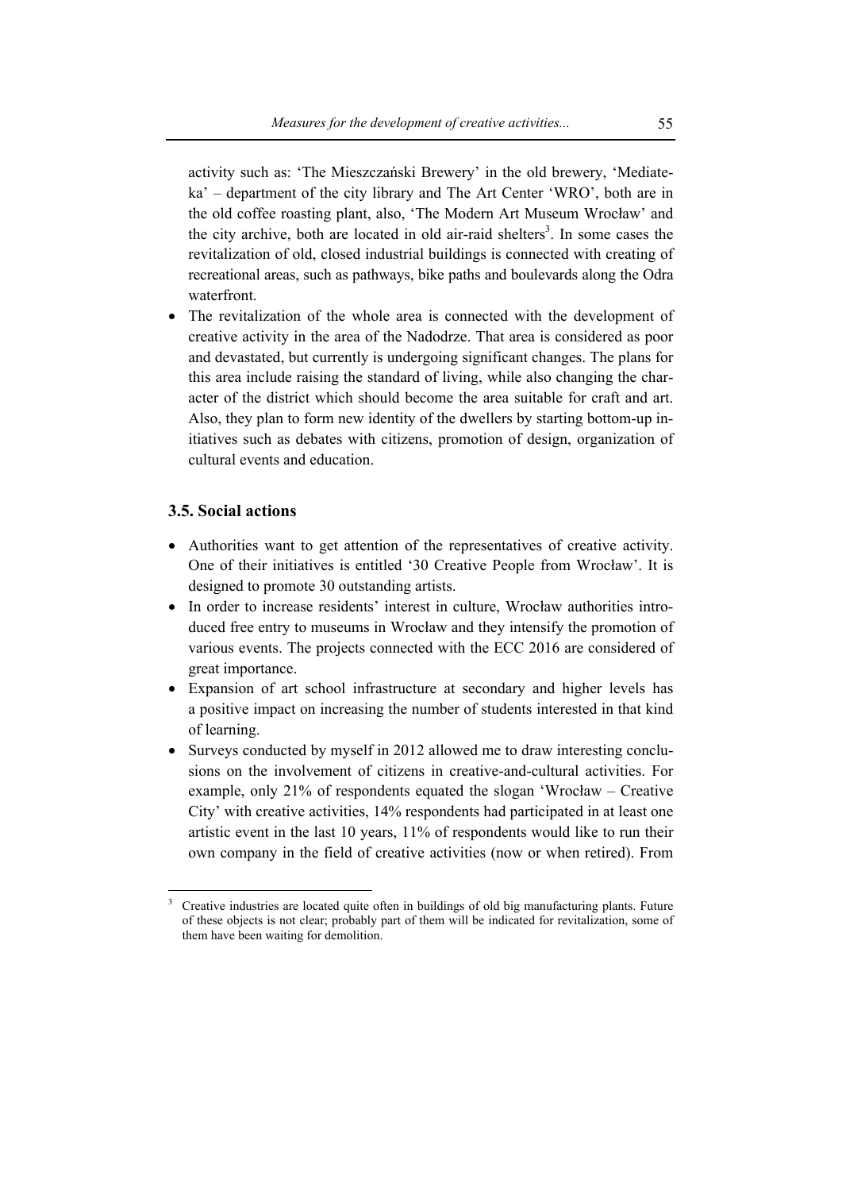activity such as: 'The Mieszczański Brewery' in the old brewery, 'Mediateka' – department of the city library and The Art Center 'WRO', both are in the old coffee roasting plant, also, 'The Modern Art Museum Wrocław' and the city archive, both are located in old air-raid shelters[3]. In some cases the revitalization of old, closed industrial buildings is connected with creating of recreational areas, such as pathways, bike paths and boulevards along the Odra waterfront.

- The revitalization of the whole area is connected with the development of creative activity in the area of the Nadodrze. That area is considered as poor and devastated, but currently is undergoing significant changes. The plans for this area include raising the standard of living, while also changing the character of the district which should become the area suitable for craft and art. Also, they plan to form new identity of the dwellers by starting bottom-up initiatives such as debates with citizens, promotion of design, organization of cultural events and education.

### 3.5. Social actions

- Authorities want to get attention of the representatives of creative activity. One of their initiatives is entitled '30 Creative People from Wrocław'. It is designed to promote 30 outstanding artists.
- In order to increase residents' interest in culture, Wrocław authorities introduced free entry to museums in Wrocław and they intensify the promotion of various events. The projects connected with the ECC 2016 are considered of great importance.
- Expansion of art school infrastructure at secondary and higher levels has a positive impact on increasing the number of students interested in that kind of learning.
- Surveys conducted by myself in 2012 allowed me to draw interesting conclusions on the involvement of citizens in creative-and-cultural activities. For example, only 21% of respondents equated the slogan 'Wrocław – Creative City' with creative activities, 14% respondents had participated in at least one artistic event in the last 10 years, 11% of respondents would like to run their own company in the field of creative activities (now or when retired). From

[3] Creative industries are located quite often in buildings of old big manufacturing plants. Future of these objects is not clear; probably part of them will be indicated for revitalization, some of them have been waiting for demolition.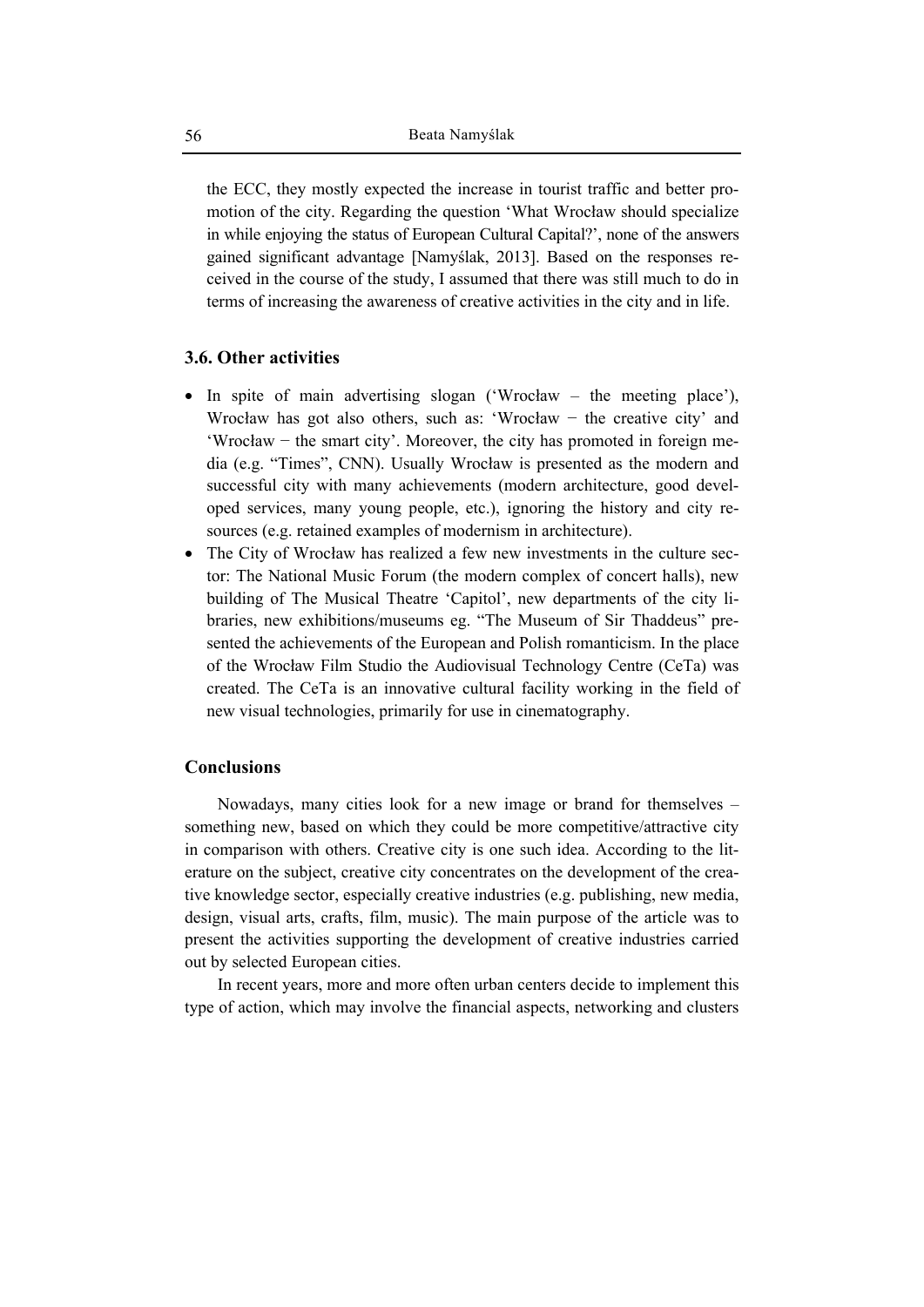the ECC, they mostly expected the increase in tourist traffic and better promotion of the city. Regarding the question 'What Wrocław should specialize in while enjoying the status of European Cultural Capital?', none of the answers gained significant advantage [Namyślak, 2013]. Based on the responses received in the course of the study, I assumed that there was still much to do in terms of increasing the awareness of creative activities in the city and in life.

### 3.6. Other activities

- In spite of main advertising slogan ('Wrocław – the meeting place'), Wrocław has got also others, such as: 'Wrocław − the creative city' and 'Wrocław − the smart city'. Moreover, the city has promoted in foreign media (e.g. "Times", CNN). Usually Wrocław is presented as the modern and successful city with many achievements (modern architecture, good developed services, many young people, etc.), ignoring the history and city resources (e.g. retained examples of modernism in architecture).
- The City of Wrocław has realized a few new investments in the culture sector: The National Music Forum (the modern complex of concert halls), new building of The Musical Theatre 'Capitol', new departments of the city libraries, new exhibitions/museums eg. "The Museum of Sir Thaddeus" presented the achievements of the European and Polish romanticism. In the place of the Wrocław Film Studio the Audiovisual Technology Centre (CeTa) was created. The CeTa is an innovative cultural facility working in the field of new visual technologies, primarily for use in cinematography.

### Conclusions

Nowadays, many cities look for a new image or brand for themselves – something new, based on which they could be more competitive/attractive city in comparison with others. Creative city is one such idea. According to the literature on the subject, creative city concentrates on the development of the creative knowledge sector, especially creative industries (e.g. publishing, new media, design, visual arts, crafts, film, music). The main purpose of the article was to present the activities supporting the development of creative industries carried out by selected European cities.

In recent years, more and more often urban centers decide to implement this type of action, which may involve the financial aspects, networking and clusters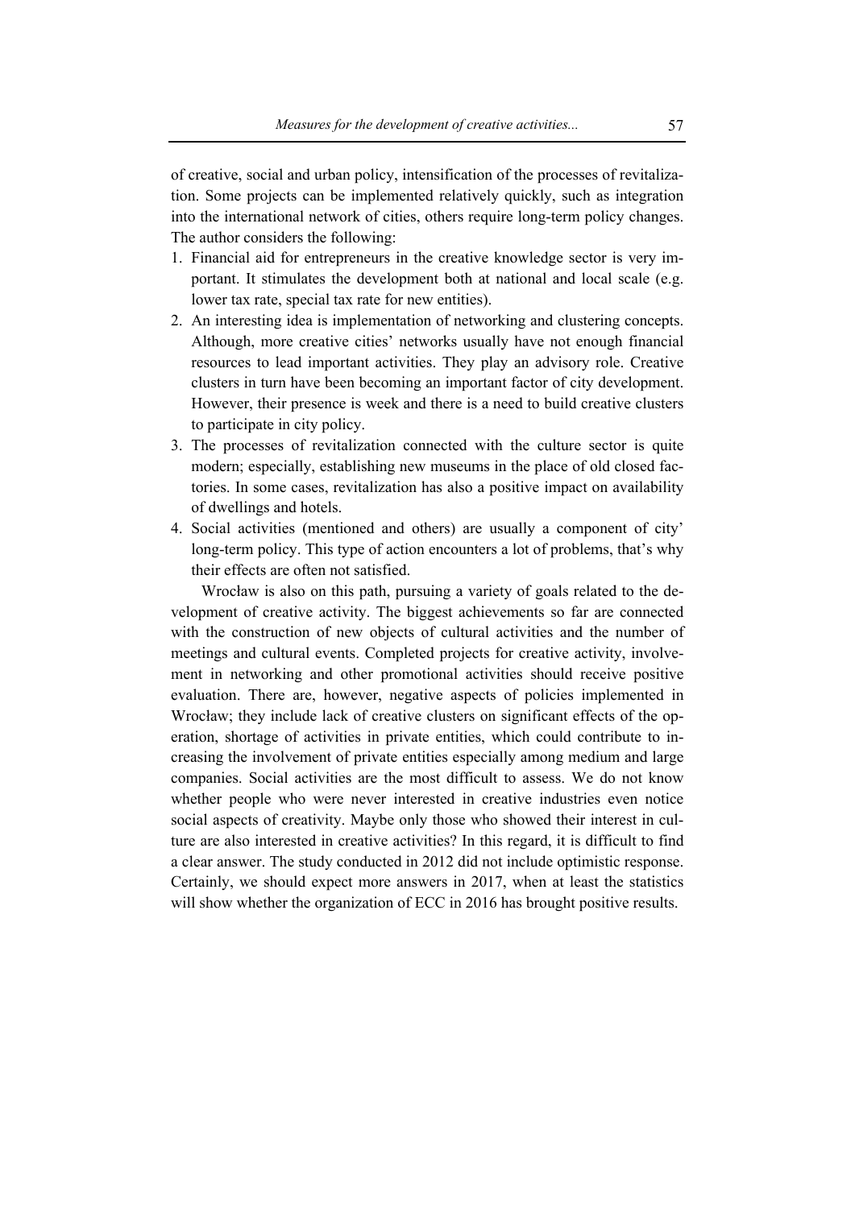of creative, social and urban policy, intensification of the processes of revitalization. Some projects can be implemented relatively quickly, such as integration into the international network of cities, others require long-term policy changes. The author considers the following:

1. Financial aid for entrepreneurs in the creative knowledge sector is very important. It stimulates the development both at national and local scale (e.g. lower tax rate, special tax rate for new entities).
2. An interesting idea is implementation of networking and clustering concepts. Although, more creative cities' networks usually have not enough financial resources to lead important activities. They play an advisory role. Creative clusters in turn have been becoming an important factor of city development. However, their presence is week and there is a need to build creative clusters to participate in city policy.
3. The processes of revitalization connected with the culture sector is quite modern; especially, establishing new museums in the place of old closed factories. In some cases, revitalization has also a positive impact on availability of dwellings and hotels.
4. Social activities (mentioned and others) are usually a component of city' long-term policy. This type of action encounters a lot of problems, that's why their effects are often not satisfied.

Wrocław is also on this path, pursuing a variety of goals related to the development of creative activity. The biggest achievements so far are connected with the construction of new objects of cultural activities and the number of meetings and cultural events. Completed projects for creative activity, involvement in networking and other promotional activities should receive positive evaluation. There are, however, negative aspects of policies implemented in Wrocław; they include lack of creative clusters on significant effects of the operation, shortage of activities in private entities, which could contribute to increasing the involvement of private entities especially among medium and large companies. Social activities are the most difficult to assess. We do not know whether people who were never interested in creative industries even notice social aspects of creativity. Maybe only those who showed their interest in culture are also interested in creative activities? In this regard, it is difficult to find a clear answer. The study conducted in 2012 did not include optimistic response. Certainly, we should expect more answers in 2017, when at least the statistics will show whether the organization of ECC in 2016 has brought positive results.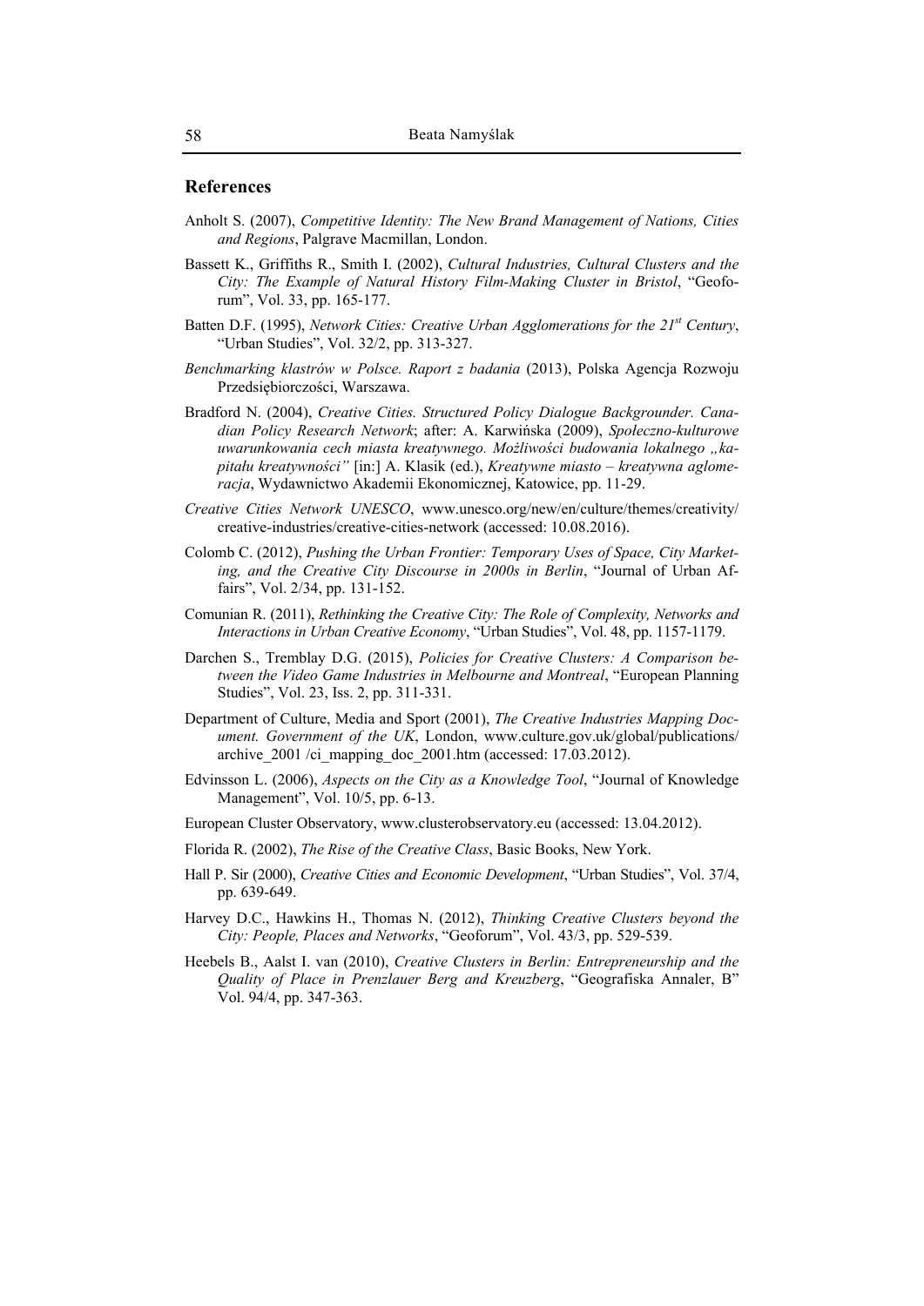## References

Anholt S. (2007), *Competitive Identity: The New Brand Management of Nations, Cities and Regions*, Palgrave Macmillan, London.

Bassett K., Griffiths R., Smith I. (2002), *Cultural Industries, Cultural Clusters and the City: The Example of Natural History Film-Making Cluster in Bristol*, "Geoforum", Vol. 33, pp. 165-177.

Batten D.F. (1995), *Network Cities: Creative Urban Agglomerations for the 21st Century*, "Urban Studies", Vol. 32/2, pp. 313-327.

*Benchmarking klastrów w Polsce. Raport z badania* (2013), Polska Agencja Rozwoju Przedsiębiorczości, Warszawa.

Bradford N. (2004), *Creative Cities. Structured Policy Dialogue Backgrounder. Canadian Policy Research Network*; after: A. Karwińska (2009), *Społeczno-kulturowe uwarunkowania cech miasta kreatywnego. Możliwości budowania lokalnego „kapitału kreatywności"* [in:] A. Klasik (ed.), *Kreatywne miasto – kreatywna aglomeracja*, Wydawnictwo Akademii Ekonomicznej, Katowice, pp. 11-29.

*Creative Cities Network UNESCO*, www.unesco.org/new/en/culture/themes/creativity/creative-industries/creative-cities-network (accessed: 10.08.2016).

Colomb C. (2012), *Pushing the Urban Frontier: Temporary Uses of Space, City Marketing, and the Creative City Discourse in 2000s in Berlin*, "Journal of Urban Affairs", Vol. 2/34, pp. 131-152.

Comunian R. (2011), *Rethinking the Creative City: The Role of Complexity, Networks and Interactions in Urban Creative Economy*, "Urban Studies", Vol. 48, pp. 1157-1179.

Darchen S., Tremblay D.G. (2015), *Policies for Creative Clusters: A Comparison between the Video Game Industries in Melbourne and Montreal*, "European Planning Studies", Vol. 23, Iss. 2, pp. 311-331.

Department of Culture, Media and Sport (2001), *The Creative Industries Mapping Document. Government of the UK*, London, www.culture.gov.uk/global/publications/archive_2001 /ci_mapping_doc_2001.htm (accessed: 17.03.2012).

Edvinsson L. (2006), *Aspects on the City as a Knowledge Tool*, "Journal of Knowledge Management", Vol. 10/5, pp. 6-13.

European Cluster Observatory, www.clusterobservatory.eu (accessed: 13.04.2012).

Florida R. (2002), *The Rise of the Creative Class*, Basic Books, New York.

Hall P. Sir (2000), *Creative Cities and Economic Development*, "Urban Studies", Vol. 37/4, pp. 639-649.

Harvey D.C., Hawkins H., Thomas N. (2012), *Thinking Creative Clusters beyond the City: People, Places and Networks*, "Geoforum", Vol. 43/3, pp. 529-539.

Heebels B., Aalst I. van (2010), *Creative Clusters in Berlin: Entrepreneurship and the Quality of Place in Prenzlauer Berg and Kreuzberg*, "Geografiska Annaler, B" Vol. 94/4, pp. 347-363.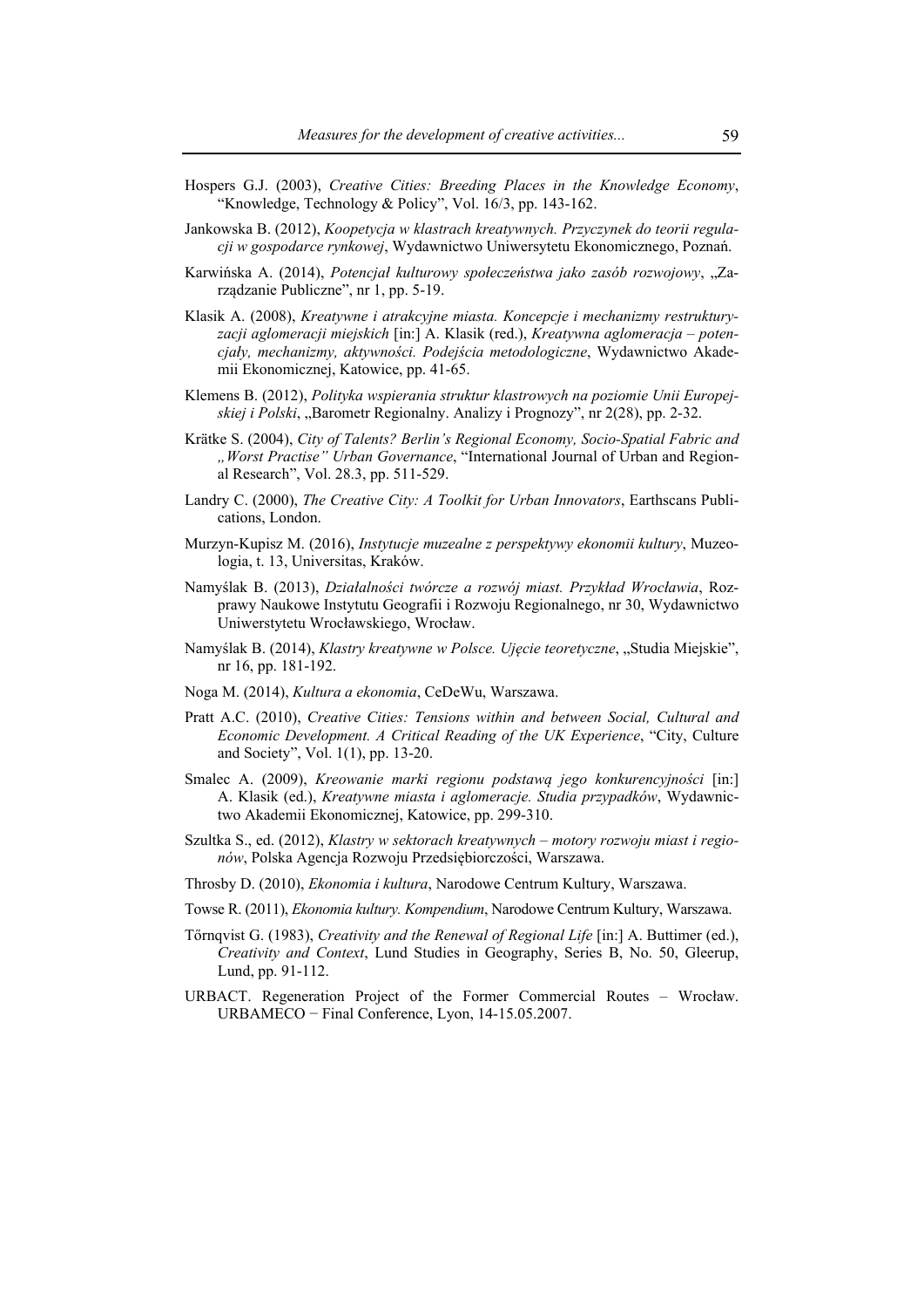Hospers G.J. (2003), *Creative Cities: Breeding Places in the Knowledge Economy*, "Knowledge, Technology & Policy", Vol. 16/3, pp. 143-162.

Jankowska B. (2012), *Koopetycja w klastrach kreatywnych. Przyczynek do teorii regulacji w gospodarce rynkowej*, Wydawnictwo Uniwersytetu Ekonomicznego, Poznań.

Karwińska A. (2014), *Potencjał kulturowy społeczeństwa jako zasób rozwojowy*, „Zarządzanie Publiczne", nr 1, pp. 5-19.

Klasik A. (2008), *Kreatywne i atrakcyjne miasta. Koncepcje i mechanizmy restrukturyzacji aglomeracji miejskich* [in:] A. Klasik (red.), *Kreatywna aglomeracja – potencjały, mechanizmy, aktywności. Podejścia metodologiczne*, Wydawnictwo Akademii Ekonomicznej, Katowice, pp. 41-65.

Klemens B. (2012), *Polityka wspierania struktur klastrowych na poziomie Unii Europejskiej i Polski*, „Barometr Regionalny. Analizy i Prognozy", nr 2(28), pp. 2-32.

Krätke S. (2004), *City of Talents? Berlin's Regional Economy, Socio-Spatial Fabric and „Worst Practise" Urban Governance*, "International Journal of Urban and Regional Research", Vol. 28.3, pp. 511-529.

Landry C. (2000), *The Creative City: A Toolkit for Urban Innovators*, Earthscans Publications, London.

Murzyn-Kupisz M. (2016), *Instytucje muzealne z perspektywy ekonomii kultury*, Muzeologia, t. 13, Universitas, Kraków.

Namyślak B. (2013), *Działalności twórcze a rozwój miast. Przykład Wrocławia*, Rozprawy Naukowe Instytutu Geografii i Rozwoju Regionalnego, nr 30, Wydawnictwo Uniwerstytetu Wrocławskiego, Wrocław.

Namyślak B. (2014), *Klastry kreatywne w Polsce. Ujęcie teoretyczne*, „Studia Miejskie", nr 16, pp. 181-192.

Noga M. (2014), *Kultura a ekonomia*, CeDeWu, Warszawa.

Pratt A.C. (2010), *Creative Cities: Tensions within and between Social, Cultural and Economic Development. A Critical Reading of the UK Experience*, "City, Culture and Society", Vol. 1(1), pp. 13-20.

Smalec A. (2009), *Kreowanie marki regionu podstawą jego konkurencyjności* [in:] A. Klasik (ed.), *Kreatywne miasta i aglomeracje. Studia przypadków*, Wydawnictwo Akademii Ekonomicznej, Katowice, pp. 299-310.

Szultka S., ed. (2012), *Klastry w sektorach kreatywnych – motory rozwoju miast i regionów*, Polska Agencja Rozwoju Przedsiębiorczości, Warszawa.

Throsby D. (2010), *Ekonomia i kultura*, Narodowe Centrum Kultury, Warszawa.

Towse R. (2011), *Ekonomia kultury. Kompendium*, Narodowe Centrum Kultury, Warszawa.

Tőrnqvist G. (1983), *Creativity and the Renewal of Regional Life* [in:] A. Buttimer (ed.), *Creativity and Context*, Lund Studies in Geography, Series B, No. 50, Gleerup, Lund, pp. 91-112.

URBACT. Regeneration Project of the Former Commercial Routes – Wrocław. URBAMECO − Final Conference, Lyon, 14-15.05.2007.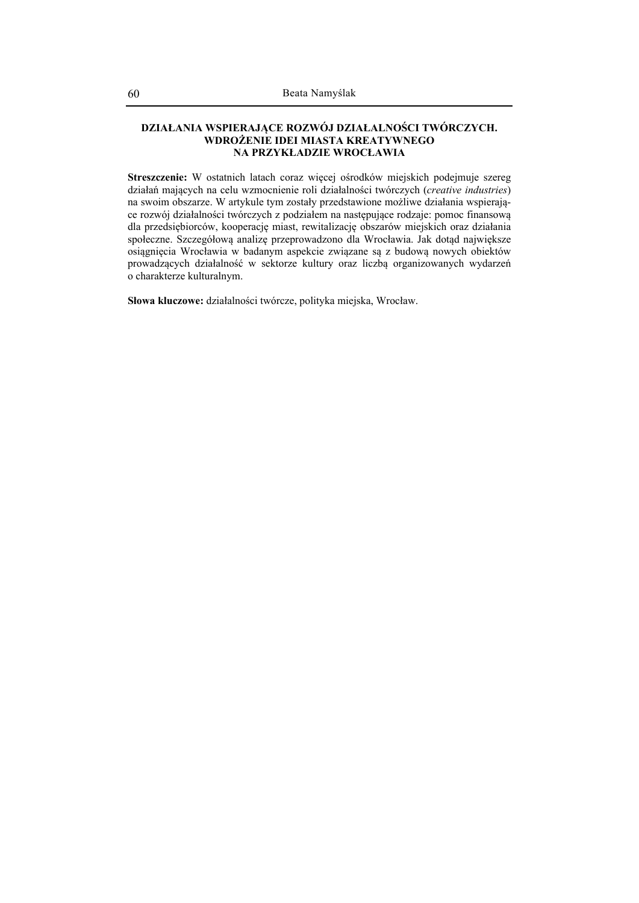## DZIAŁANIA WSPIERAJĄCE ROZWÓJ DZIAŁALNOŚCI TWÓRCZYCH. WDROŻENIE IDEI MIASTA KREATYWNEGO NA PRZYKŁADZIE WROCŁAWIA

**Streszczenie:** W ostatnich latach coraz więcej ośrodków miejskich podejmuje szereg działań mających na celu wzmocnienie roli działalności twórczych (*creative industries*) na swoim obszarze. W artykule tym zostały przedstawione możliwe działania wspierające rozwój działalności twórczych z podziałem na następujące rodzaje: pomoc finansową dla przedsiębiorców, kooperację miast, rewitalizację obszarów miejskich oraz działania społeczne. Szczegółową analizę przeprowadzono dla Wrocławia. Jak dotąd największe osiągnięcia Wrocławia w badanym aspekcie związane są z budową nowych obiektów prowadzących działalność w sektorze kultury oraz liczbą organizowanych wydarzeń o charakterze kulturalnym.

**Słowa kluczowe:** działalności twórcze, polityka miejska, Wrocław.